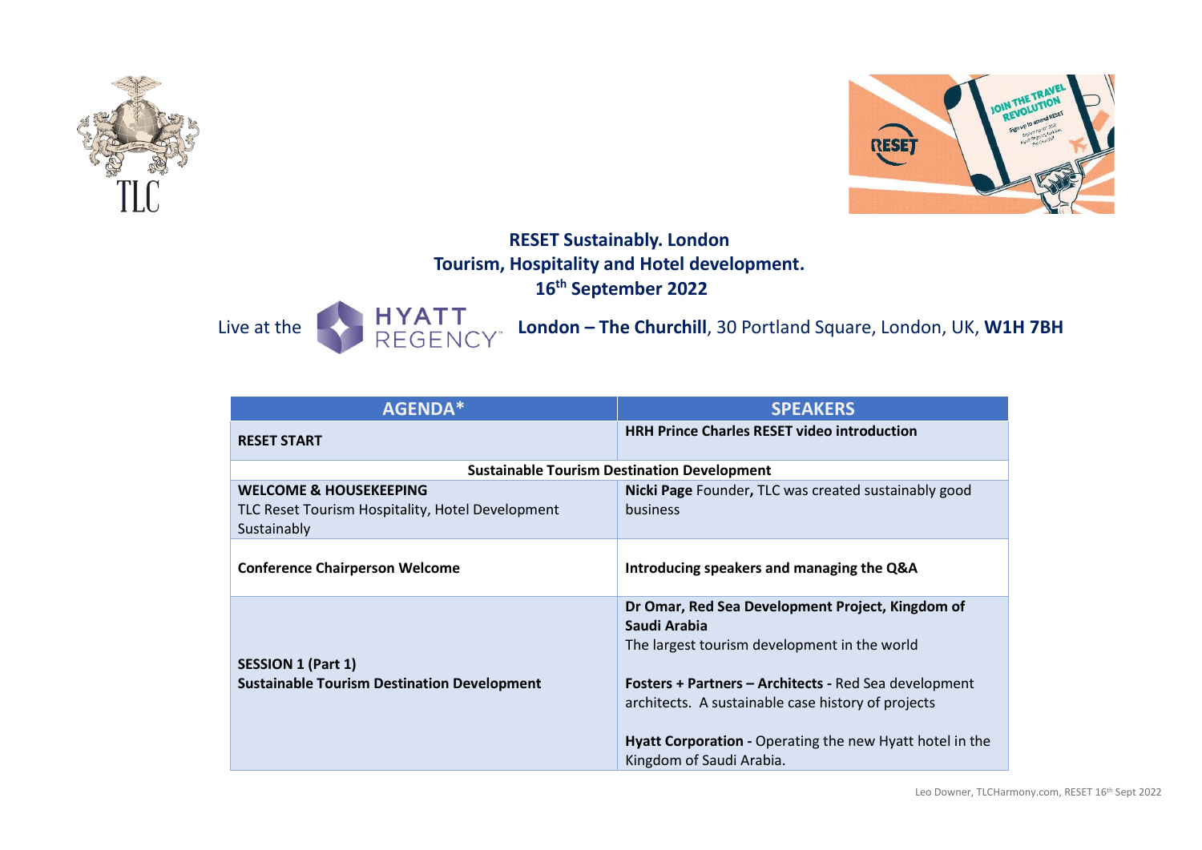**RESET Sustainably. London**
**Tourism, Hospitality and Hotel development.**
**16th September 2022**

Live at the HYATT REGENCY **London – The Churchill**, 30 Portland Square, London, UK, **W1H 7BH**

| AGENDA* | SPEAKERS |
|---|---|
| **RESET START** | **HRH Prince Charles RESET video introduction** |
| **Sustainable Tourism Destination Development** | |
| **WELCOME & HOUSEKEEPING**<br>TLC Reset Tourism Hospitality, Hotel Development Sustainably | **Nicki Page** Founder**,** TLC was created sustainably good business |
| **Conference Chairperson Welcome** | **Introducing speakers and managing the Q&A** |
| **SESSION 1 (Part 1)**<br>**Sustainable Tourism Destination Development** | **Dr Omar, Red Sea Development Project, Kingdom of Saudi Arabia**<br>The largest tourism development in the world<br><br>**Fosters + Partners – Architects -** Red Sea development architects. A sustainable case history of projects<br><br>**Hyatt Corporation -** Operating the new Hyatt hotel in the Kingdom of Saudi Arabia. |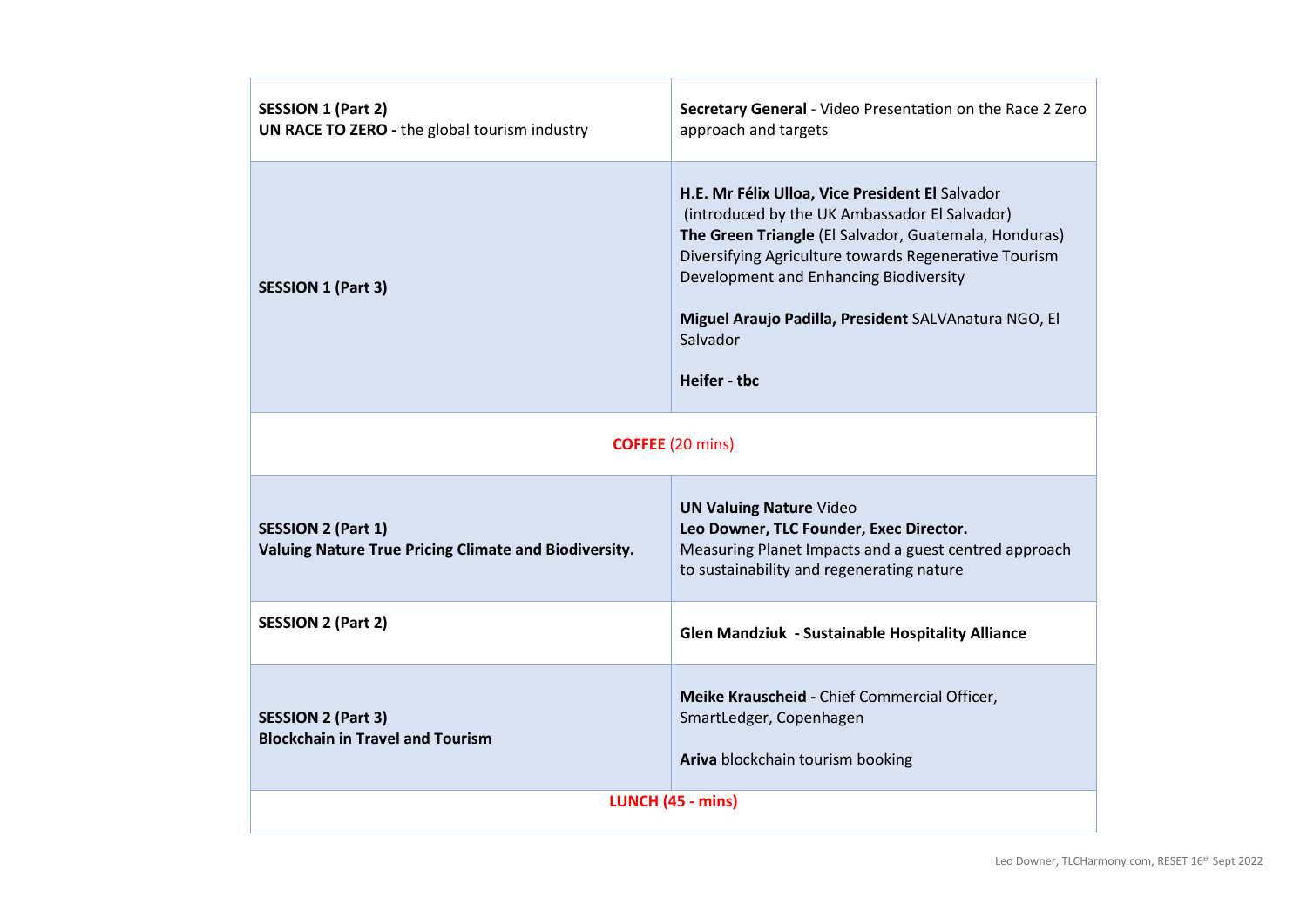| | |
|---|---|
| **SESSION 1 (Part 2)**<br>**UN RACE TO ZERO -** the global tourism industry | **Secretary General** - Video Presentation on the Race 2 Zero approach and targets |
| **SESSION 1 (Part 3)** | **H.E. Mr Félix Ulloa, Vice President El** Salvador (introduced by the UK Ambassador El Salvador)<br>**The Green Triangle** (El Salvador, Guatemala, Honduras) Diversifying Agriculture towards Regenerative Tourism Development and Enhancing Biodiversity<br><br>**Miguel Araujo Padilla, President** SALVAnatura NGO, El Salvador<br><br>**Heifer - tbc** |
| **COFFEE** (20 mins) | |
| **SESSION 2 (Part 1)**<br>**Valuing Nature True Pricing Climate and Biodiversity.** | **UN Valuing Nature** Video<br>**Leo Downer, TLC Founder, Exec Director.**<br>Measuring Planet Impacts and a guest centred approach to sustainability and regenerating nature |
| **SESSION 2 (Part 2)** | **Glen Mandziuk - Sustainable Hospitality Alliance** |
| **SESSION 2 (Part 3)**<br>**Blockchain in Travel and Tourism** | **Meike Krauscheid -** Chief Commercial Officer, SmartLedger, Copenhagen<br><br>**Ariva** blockchain tourism booking |
| **LUNCH (45 - mins)** | |

Leo Downer, TLCHarmony.com, RESET 16th Sept 2022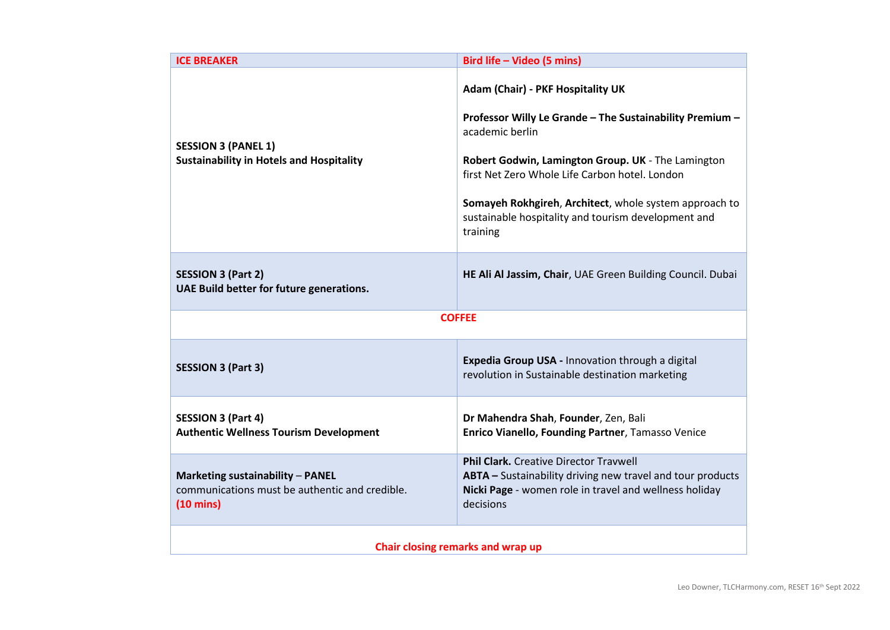| **ICE BREAKER** | **Bird life – Video (5 mins)** |
|---|---|
| **SESSION 3 (PANEL 1)**<br>**Sustainability in Hotels and Hospitality** | **Adam (Chair) - PKF Hospitality UK**<br><br>**Professor Willy Le Grande – The Sustainability Premium –** academic berlin<br><br>**Robert Godwin, Lamington Group. UK** - The Lamington first Net Zero Whole Life Carbon hotel. London<br><br>**Somayeh Rokhgireh**, **Architect**, whole system approach to sustainable hospitality and tourism development and training |
| **SESSION 3 (Part 2)**<br>**UAE Build better for future generations.** | **HE Ali Al Jassim, Chair**, UAE Green Building Council. Dubai |
| **COFFEE** | |
| **SESSION 3 (Part 3)** | **Expedia Group USA -** Innovation through a digital revolution in Sustainable destination marketing |
| **SESSION 3 (Part 4)**<br>**Authentic Wellness Tourism Development** | **Dr Mahendra Shah**, **Founder**, Zen, Bali<br>**Enrico Vianello, Founding Partner**, Tamasso Venice |
| **Marketing sustainability** – **PANEL**<br>communications must be authentic and credible.<br>**(10 mins)** | **Phil Clark.** Creative Director Travwell<br>**ABTA –** Sustainability driving new travel and tour products<br>**Nicki Page** - women role in travel and wellness holiday decisions |
| **Chair closing remarks and wrap up** | |

Leo Downer, TLCHarmony.com, RESET 16th Sept 2022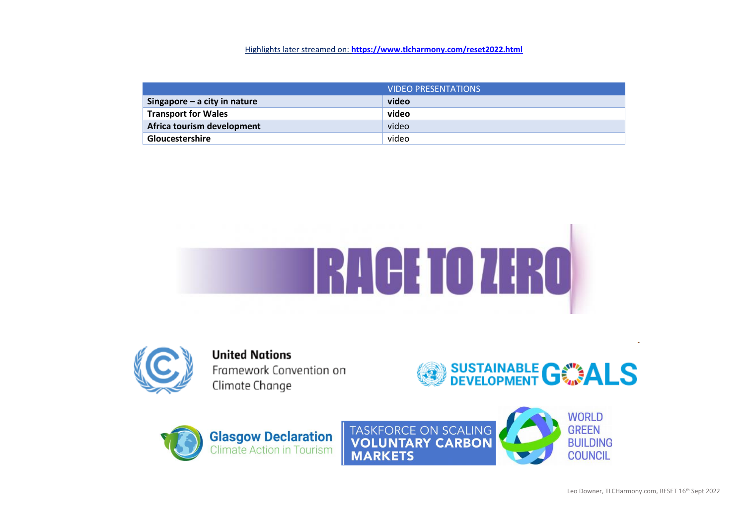Highlights later streamed on: **https://www.tlcharmony.com/reset2022.html**

| | VIDEO PRESENTATIONS |
|---|---|
| **Singapore – a city in nature** | **video** |
| **Transport for Wales** | **video** |
| **Africa tourism development** | video |
| **Gloucestershire** | video |

RACE TO ZERO

United Nations Framework Convention on Climate Change

SUSTAINABLE DEVELOPMENT GOALS

Glasgow Declaration Climate Action in Tourism

TASKFORCE ON SCALING VOLUNTARY CARBON MARKETS

WORLD GREEN BUILDING COUNCIL

Leo Downer, TLCHarmony.com, RESET 16th Sept 2022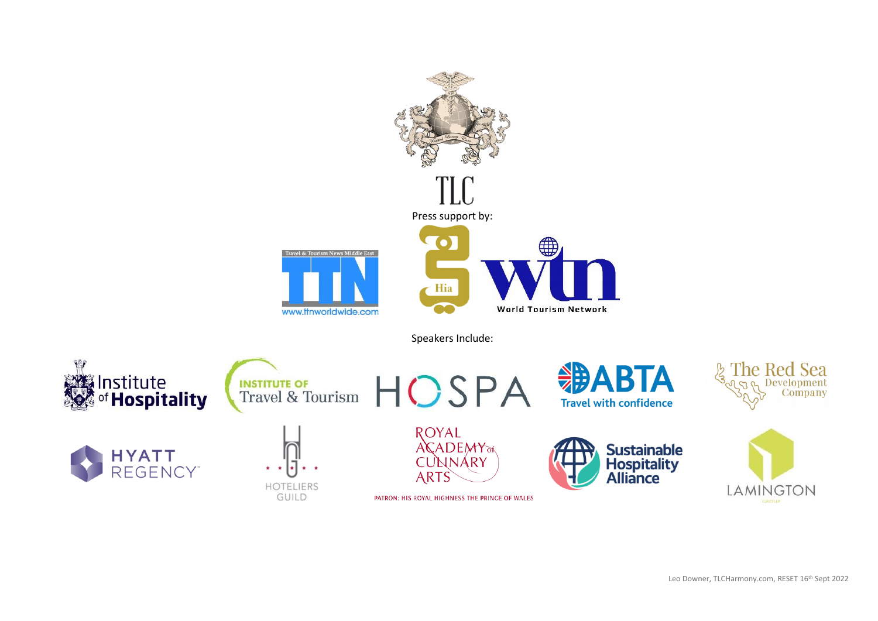TLC

Press support by:

Travel & Tourism News Middle East

TTN

www.ttnworldwide.com

Hia

wtn

World Tourism Network

Speakers Include:

Institute of Hospitality

INSTITUTE OF Travel & Tourism

HOSPA

ABTA Travel with confidence

The Red Sea Development Company

HYATT REGENCY

HOTELIERS GUILD

ROYAL ACADEMY of CULINARY ARTS

PATRON: HIS ROYAL HIGHNESS THE PRINCE OF WALES

Sustainable Hospitality Alliance

LAMINGTON GROUP

Leo Downer, TLCHarmony.com, RESET 16th Sept 2022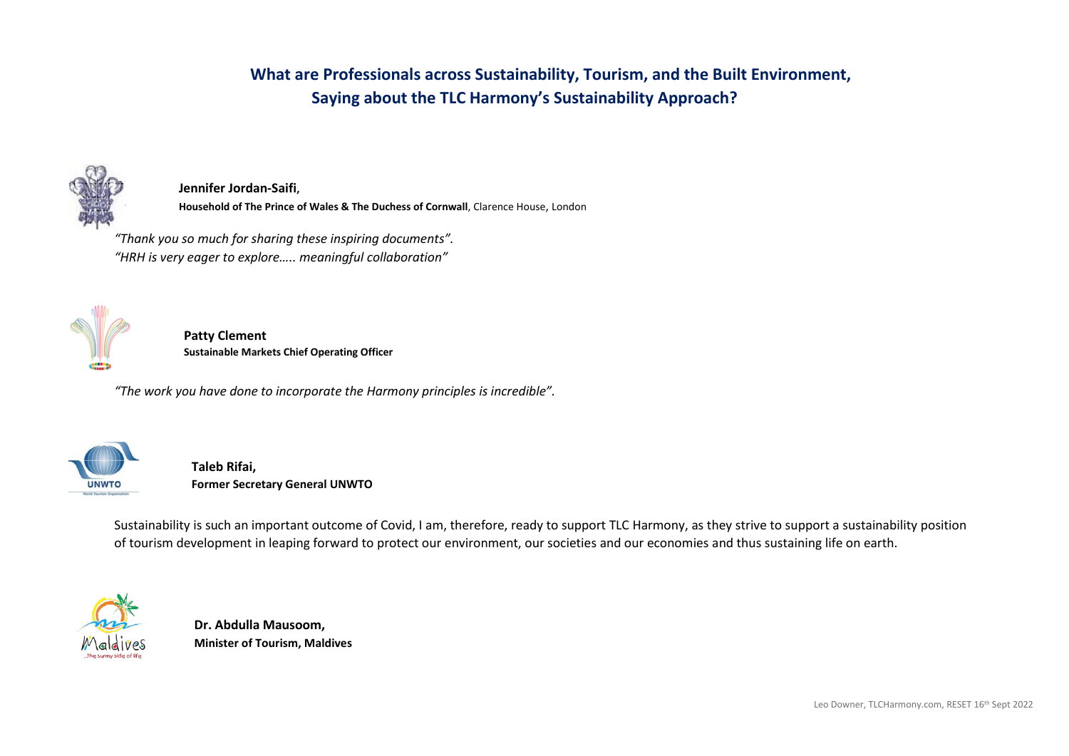## What are Professionals across Sustainability, Tourism, and the Built Environment, Saying about the TLC Harmony's Sustainability Approach?

**Jennifer Jordan-Saifi**,
**Household of The Prince of Wales & The Duchess of Cornwall**, Clarence House, London

*"Thank you so much for sharing these inspiring documents".*
*"HRH is very eager to explore….. meaningful collaboration"*

**Patty Clement**
**Sustainable Markets Chief Operating Officer**

*"The work you have done to incorporate the Harmony principles is incredible".*

**Taleb Rifai,**
**Former Secretary General UNWTO**

Sustainability is such an important outcome of Covid, I am, therefore, ready to support TLC Harmony, as they strive to support a sustainability position of tourism development in leaping forward to protect our environment, our societies and our economies and thus sustaining life on earth.

**Dr. Abdulla Mausoom,**
**Minister of Tourism, Maldives**

Leo Downer, TLCHarmony.com, RESET 16th Sept 2022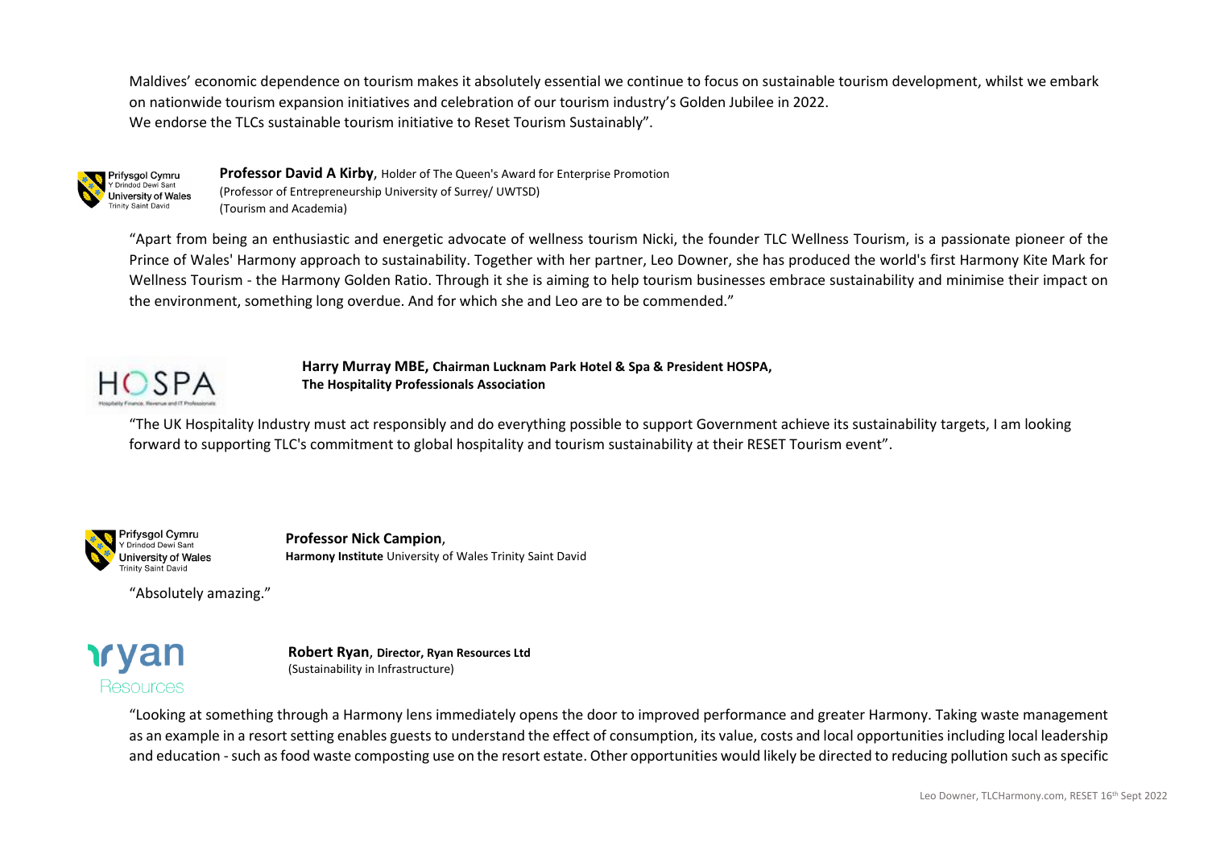Maldives' economic dependence on tourism makes it absolutely essential we continue to focus on sustainable tourism development, whilst we embark on nationwide tourism expansion initiatives and celebration of our tourism industry's Golden Jubilee in 2022.
We endorse the TLCs sustainable tourism initiative to Reset Tourism Sustainably".

Prifysgol Cymru
Y Drindod Dewi Sant
University of Wales
Trinity Saint David

**Professor David A Kirby**, Holder of The Queen's Award for Enterprise Promotion
(Professor of Entrepreneurship University of Surrey/ UWTSD)
(Tourism and Academia)

"Apart from being an enthusiastic and energetic advocate of wellness tourism Nicki, the founder TLC Wellness Tourism, is a passionate pioneer of the Prince of Wales' Harmony approach to sustainability. Together with her partner, Leo Downer, she has produced the world's first Harmony Kite Mark for Wellness Tourism - the Harmony Golden Ratio. Through it she is aiming to help tourism businesses embrace sustainability and minimise their impact on the environment, something long overdue. And for which she and Leo are to be commended."

HOSPA
Hospitality Finance, Revenue and IT Professionals

**Harry Murray MBE, Chairman Lucknam Park Hotel & Spa & President HOSPA, The Hospitality Professionals Association**

"The UK Hospitality Industry must act responsibly and do everything possible to support Government achieve its sustainability targets, I am looking forward to supporting TLC's commitment to global hospitality and tourism sustainability at their RESET Tourism event".

Prifysgol Cymru
Y Drindod Dewi Sant
University of Wales
Trinity Saint David

**Professor Nick Campion**,
**Harmony Institute** University of Wales Trinity Saint David

"Absolutely amazing."

ryan
Resources

**Robert Ryan**, **Director, Ryan Resources Ltd**
(Sustainability in Infrastructure)

"Looking at something through a Harmony lens immediately opens the door to improved performance and greater Harmony. Taking waste management as an example in a resort setting enables guests to understand the effect of consumption, its value, costs and local opportunities including local leadership and education - such as food waste composting use on the resort estate. Other opportunities would likely be directed to reducing pollution such as specific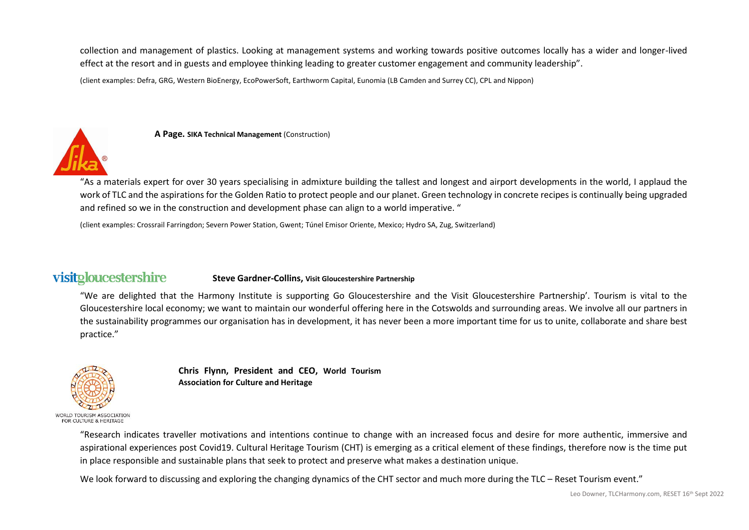collection and management of plastics. Looking at management systems and working towards positive outcomes locally has a wider and longer-lived effect at the resort and in guests and employee thinking leading to greater customer engagement and community leadership".

(client examples: Defra, GRG, Western BioEnergy, EcoPowerSoft, Earthworm Capital, Eunomia (LB Camden and Surrey CC), CPL and Nippon)

**A Page. SIKA Technical Management** (Construction)

"As a materials expert for over 30 years specialising in admixture building the tallest and longest and airport developments in the world, I applaud the work of TLC and the aspirations for the Golden Ratio to protect people and our planet. Green technology in concrete recipes is continually being upgraded and refined so we in the construction and development phase can align to a world imperative. "

(client examples: Crossrail Farringdon; Severn Power Station, Gwent; Túnel Emisor Oriente, Mexico; Hydro SA, Zug, Switzerland)

**Steve Gardner-Collins, Visit Gloucestershire Partnership**

"We are delighted that the Harmony Institute is supporting Go Gloucestershire and the Visit Gloucestershire Partnership'. Tourism is vital to the Gloucestershire local economy; we want to maintain our wonderful offering here in the Cotswolds and surrounding areas. We involve all our partners in the sustainability programmes our organisation has in development, it has never been a more important time for us to unite, collaborate and share best practice."

**Chris Flynn, President and CEO, World Tourism Association for Culture and Heritage**

"Research indicates traveller motivations and intentions continue to change with an increased focus and desire for more authentic, immersive and aspirational experiences post Covid19. Cultural Heritage Tourism (CHT) is emerging as a critical element of these findings, therefore now is the time put in place responsible and sustainable plans that seek to protect and preserve what makes a destination unique.

We look forward to discussing and exploring the changing dynamics of the CHT sector and much more during the TLC – Reset Tourism event."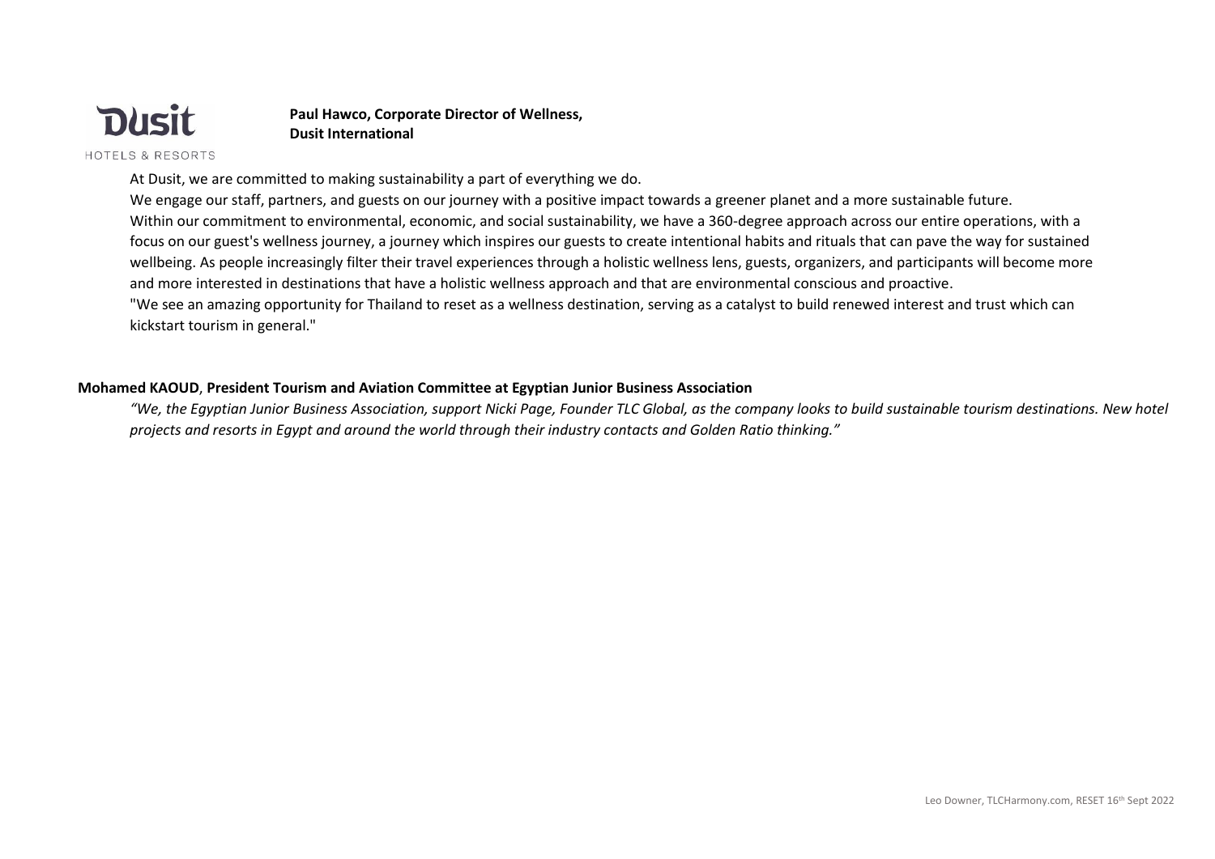Dusit
HOTELS & RESORTS

**Paul Hawco, Corporate Director of Wellness,**
**Dusit International**

At Dusit, we are committed to making sustainability a part of everything we do.
We engage our staff, partners, and guests on our journey with a positive impact towards a greener planet and a more sustainable future.
Within our commitment to environmental, economic, and social sustainability, we have a 360-degree approach across our entire operations, with a focus on our guest's wellness journey, a journey which inspires our guests to create intentional habits and rituals that can pave the way for sustained wellbeing. As people increasingly filter their travel experiences through a holistic wellness lens, guests, organizers, and participants will become more and more interested in destinations that have a holistic wellness approach and that are environmental conscious and proactive.
"We see an amazing opportunity for Thailand to reset as a wellness destination, serving as a catalyst to build renewed interest and trust which can kickstart tourism in general."

**Mohamed KAOUD**, **President Tourism and Aviation Committee at Egyptian Junior Business Association**

*"We, the Egyptian Junior Business Association, support Nicki Page, Founder TLC Global, as the company looks to build sustainable tourism destinations. New hotel projects and resorts in Egypt and around the world through their industry contacts and Golden Ratio thinking."*

Leo Downer, TLCHarmony.com, RESET 16th Sept 2022